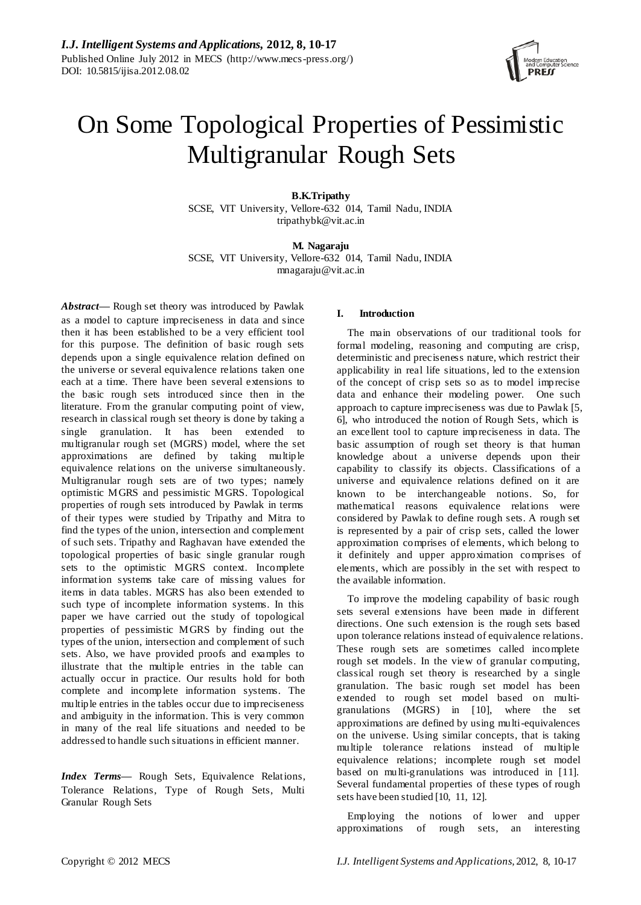# On Some Topological Properties of Pessimistic Multigranular Rough Sets

**B.K.Tripathy**
SCSE, VIT University, Vellore-632 014, Tamil Nadu, INDIA
tripathybk@vit.ac.in

**M. Nagaraju**
SCSE, VIT University, Vellore-632 014, Tamil Nadu, INDIA
mnagaraju@vit.ac.in

***Abstract*—** Rough set theory was introduced by Pawlak as a model to capture impreciseness in data and since then it has been established to be a very efficient tool for this purpose. The definition of basic rough sets depends upon a single equivalence relation defined on the universe or several equivalence relations taken one each at a time. There have been several extensions to the basic rough sets introduced since then in the literature. From the granular computing point of view, research in classical rough set theory is done by taking a single granulation. It has been extended to multigranular rough set (MGRS) model, where the set approximations are defined by taking multiple equivalence relations on the universe simultaneously. Multigranular rough sets are of two types; namely optimistic MGRS and pessimistic MGRS. Topological properties of rough sets introduced by Pawlak in terms of their types were studied by Tripathy and Mitra to find the types of the union, intersection and complement of such sets. Tripathy and Raghavan have extended the topological properties of basic single granular rough sets to the optimistic MGRS context. Incomplete information systems take care of missing values for items in data tables. MGRS has also been extended to such type of incomplete information systems. In this paper we have carried out the study of topological properties of pessimistic MGRS by finding out the types of the union, intersection and complement of such sets. Also, we have provided proofs and examples to illustrate that the multiple entries in the table can actually occur in practice. Our results hold for both complete and incomplete information systems. The multiple entries in the tables occur due to impreciseness and ambiguity in the information. This is very common in many of the real life situations and needed to be addressed to handle such situations in efficient manner.

***Index Terms*—** Rough Sets, Equivalence Relations, Tolerance Relations, Type of Rough Sets, Multi Granular Rough Sets

## I. Introduction

The main observations of our traditional tools for formal modeling, reasoning and computing are crisp, deterministic and preciseness nature, which restrict their applicability in real life situations, led to the extension of the concept of crisp sets so as to model imprecise data and enhance their modeling power. One such approach to capture impreciseness was due to Pawlak [5, 6], who introduced the notion of Rough Sets, which is an excellent tool to capture impreciseness in data. The basic assumption of rough set theory is that human knowledge about a universe depends upon their capability to classify its objects. Classifications of a universe and equivalence relations defined on it are known to be interchangeable notions. So, for mathematical reasons equivalence relations were considered by Pawlak to define rough sets. A rough set is represented by a pair of crisp sets, called the lower approximation comprises of elements, which belong to it definitely and upper approximation comprises of elements, which are possibly in the set with respect to the available information.

To improve the modeling capability of basic rough sets several extensions have been made in different directions. One such extension is the rough sets based upon tolerance relations instead of equivalence relations. These rough sets are sometimes called incomplete rough set models. In the view of granular computing, classical rough set theory is researched by a single granulation. The basic rough set model has been extended to rough set model based on multi-granulations (MGRS) in [10], where the set approximations are defined by using multi-equivalences on the universe. Using similar concepts, that is taking multiple tolerance relations instead of multiple equivalence relations; incomplete rough set model based on multi-granulations was introduced in [11]. Several fundamental properties of these types of rough sets have been studied [10, 11, 12].

Employing the notions of lower and upper approximations of rough sets, an interesting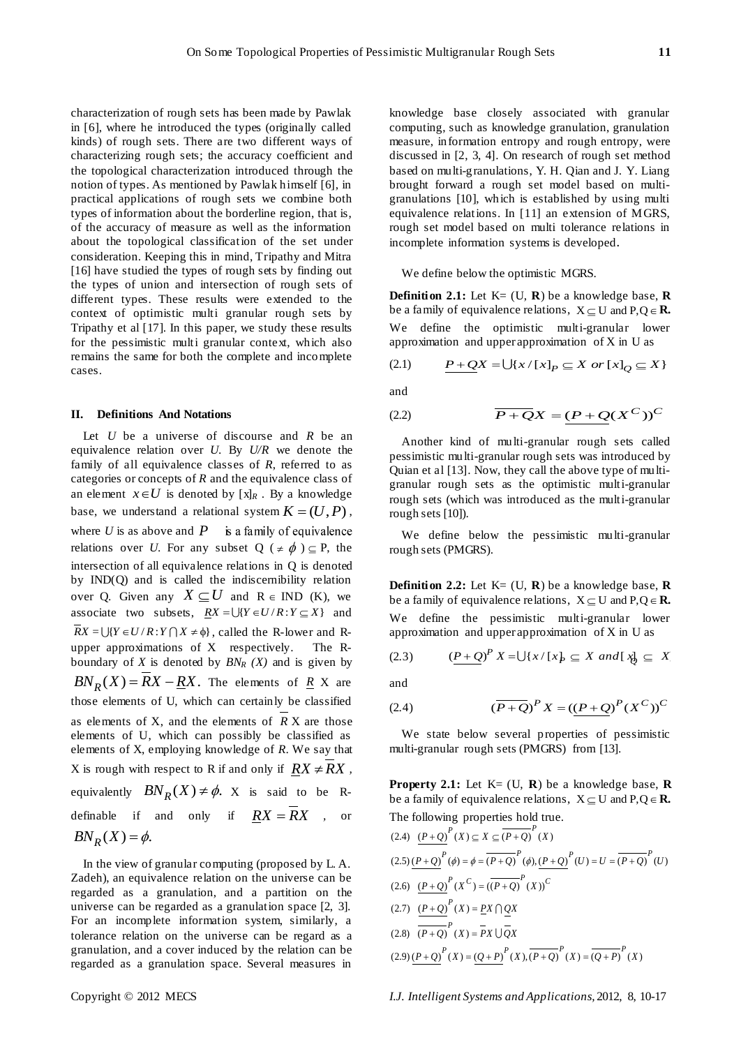characterization of rough sets has been made by Pawlak in [6], where he introduced the types (originally called kinds) of rough sets. There are two different ways of characterizing rough sets; the accuracy coefficient and the topological characterization introduced through the notion of types. As mentioned by Pawlak himself [6], in practical applications of rough sets we combine both types of information about the borderline region, that is, of the accuracy of measure as well as the information about the topological classification of the set under consideration. Keeping this in mind, Tripathy and Mitra [16] have studied the types of rough sets by finding out the types of union and intersection of rough sets of different types. These results were extended to the context of optimistic multi granular rough sets by Tripathy et al [17]. In this paper, we study these results for the pessimistic multi granular context, which also remains the same for both the complete and incomplete cases.

## II. Definitions And Notations

Let $U$ be a universe of discourse and $R$ be an equivalence relation over $U$. By $U/R$ we denote the family of all equivalence classes of $R$, referred to as categories or concepts of $R$ and the equivalence class of an element $x \in U$ is denoted by $[x]_R$ . By a knowledge base, we understand a relational system $K = (U, P)$, where $U$ is as above and $P$ is a family of equivalence relations over $U$. For any subset Q ($\neq \phi$) $\subseteq$ P, the intersection of all equivalence relations in Q is denoted by IND(Q) and is called the indiscernibility relation over Q. Given any $X \subseteq U$ and R $\in$ IND (K), we associate two subsets, $\underline{R}X = \cup\{Y \in U/R : Y \subseteq X\}$ and $\overline{R}X = \cup\{Y \in U/R : Y \cap X \neq \phi\}$, called the R-lower and R-upper approximations of X respectively. The R-boundary of $X$ is denoted by $BN_R\,(X)$ and is given by $BN_R(X) = \overline{R}X - \underline{R}X$. The elements of $\underline{R}$ X are those elements of U, which can certainly be classified as elements of X, and the elements of $\overline{R}$ X are those elements of U, which can possibly be classified as elements of X, employing knowledge of $R$. We say that X is rough with respect to R if and only if $\underline{R}X \neq \overline{R}X$, equivalently $BN_R(X) \neq \phi$. X is said to be R-definable if and only if $\underline{R}X = \overline{R}X$ , or $BN_R(X) = \phi$.

In the view of granular computing (proposed by L. A. Zadeh), an equivalence relation on the universe can be regarded as a granulation, and a partition on the universe can be regarded as a granulation space [2, 3]. For an incomplete information system, similarly, a tolerance relation on the universe can be regard as a granulation, and a cover induced by the relation can be regarded as a granulation space. Several measures in knowledge base closely associated with granular computing, such as knowledge granulation, granulation measure, information entropy and rough entropy, were discussed in [2, 3, 4]. On research of rough set method based on multi-granulations, Y. H. Qian and J. Y. Liang brought forward a rough set model based on multi-granulations [10], which is established by using multi equivalence relations. In [11] an extension of MGRS, rough set model based on multi tolerance relations in incomplete information systems is developed.

We define below the optimistic MGRS.

**Definition 2.1:** Let K= (U, **R**) be a knowledge base, **R** be a family of equivalence relations, $X \subseteq$ U and P,Q $\in$ **R.** We define the optimistic multi-granular lower approximation and upper approximation of X in U as

$$(2.1) \qquad \underline{P+Q}X = \cup\{x / [x]_P \subseteq X \;\; or \;\; [x]_Q \subseteq X\}$$

and

$$(2.2) \qquad \overline{P+Q}X = (\underline{P+Q}(X^C))^C$$

Another kind of multi-granular rough sets called pessimistic multi-granular rough sets was introduced by Quian et al [13]. Now, they call the above type of multi-granular rough sets as the optimistic multi-granular rough sets (which was introduced as the multi-granular rough sets [10]).

We define below the pessimistic multi-granular rough sets (PMGRS).

**Definition 2.2:** Let K= (U, **R**) be a knowledge base, **R** be a family of equivalence relations, $X \subseteq$ U and P,Q $\in$ **R.** We define the pessimistic multi-granular lower approximation and upper approximation of X in U as

$$(2.3) \qquad (\underline{P+Q})^P X = \cup\{x / [x]_P \subseteq X \;\; and [x]_Q \subseteq X\}$$

and

$$(2.4) \qquad (\overline{P+Q})^P X = ((\underline{P+Q})^P (X^C))^C$$

We state below several properties of pessimistic multi-granular rough sets (PMGRS) from [13].

**Property 2.1:** Let K= (U, **R**) be a knowledge base, **R** be a family of equivalence relations, $X \subseteq$ U and P,Q $\in$ **R.** The following properties hold true.

(2.4) $(\underline{P+Q})^P (X) \subseteq X \subseteq (\overline{P+Q})^P (X)$

(2.5) $(\underline{P+Q})^P (\phi) = \phi = (\overline{P+Q})^P (\phi), (\underline{P+Q})^P (U) = U = (\overline{P+Q})^P (U)$

(2.6) $(\underline{P+Q})^P (X^C) = ((\overline{P+Q})^P (X))^C$

(2.7) $(\underline{P+Q})^P (X) = \underline{P}X \cap \underline{Q}X$

(2.8) $(\overline{P+Q})^P (X) = \overline{P}X \cup \overline{Q}X$

(2.9) $(\underline{P+Q})^P (X) = (\underline{Q+P})^P (X), (\overline{P+Q})^P (X) = (\overline{Q+P})^P (X)$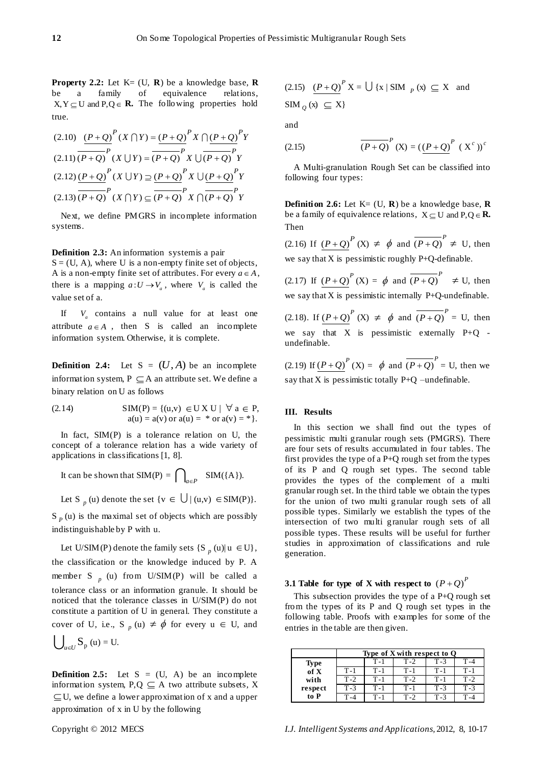**Property 2.2:** Let K= (U, **R**) be a knowledge base, **R** be a family of equivalence relations, $X, Y \subseteq U$ and $P, Q \in$ **R.** The following properties hold true.

$$(2.10)\quad \underline{(P+Q)}^{P}(X \cap Y) = \underline{(P+Q)}^{P} X \cap \underline{(P+Q)}^{P} Y$$

$$(2.11)\quad \overline{(P+Q)}^{P}(X \cup Y) = \overline{(P+Q)}^{P} X \cup \overline{(P+Q)}^{P} Y$$

$$(2.12)\quad \underline{(P+Q)}^{P}(X \cup Y) \supseteq \underline{(P+Q)}^{P} X \cup \underline{(P+Q)}^{P} Y$$

$$(2.13)\quad \overline{(P+Q)}^{P}(X \cap Y) \subseteq \overline{(P+Q)}^{P} X \cap \overline{(P+Q)}^{P} Y$$

Next, we define PMGRS in incomplete information systems.

**Definition 2.3:** An information system is a pair $S = (U, A)$, where U is a non-empty finite set of objects, A is a non-empty finite set of attributes. For every $a \in A$, there is a mapping $a: U \to V_a$, where $V_a$ is called the value set of a.

If $V_a$ contains a null value for at least one attribute $a \in A$, then S is called an incomplete information system. Otherwise, it is complete.

**Definition 2.4:** Let S = $(U, A)$ be an incomplete information system, P $\subseteq$ A an attribute set. We define a binary relation on U as follows

$$(2.14)\quad SIM(P) = \{(u,v) \in U \times U \mid \forall a \in P,\ a(u) = a(v) \text{ or } a(u) = * \text{ or } a(v) = *\}.$$

In fact, SIM(P) is a tolerance relation on U, the concept of a tolerance relation has a wide variety of applications in classifications [1, 8].

It can be shown that SIM(P) = $\bigcap_{a \in P}$ SIM({A}).

Let $S_p(u)$ denote the set $\{v \in \bigcup \mid (u,v) \in SIM(P)\}$.

$S_P(u)$ is the maximal set of objects which are possibly indistinguishable by P with u.

Let U/SIM(P) denote the family sets $\{S_p(u) \mid u \in U\}$, the classification or the knowledge induced by P. A member $S_p(u)$ from U/SIM(P) will be called a tolerance class or an information granule. It should be noticed that the tolerance classes in U/SIM(P) do not constitute a partition of U in general. They constitute a cover of U, i.e., $S_p(u) \neq \phi$ for every $u \in U$, and $\bigcup_{u \in U} S_p(u) = U$.

**Definition 2.5:** Let S = (U, A) be an incomplete information system, P,Q $\subseteq$ A two attribute subsets, X $\subseteq$ U, we define a lower approximation of x and a upper approximation of x in U by the following

$$(2.15)\quad \underline{(P+Q)}^{P} X = \bigcup \{x \mid SIM_P(x) \subseteq X \text{ and } SIM_Q(x) \subseteq X\}$$

and

$$(2.15)\quad \overline{(P+Q)}^{P}(X) = (\underline{(P+Q)}^{P}(X^c))^c$$

A Multi-granulation Rough Set can be classified into following four types:

**Definition 2.6:** Let K= (U, **R**) be a knowledge base, **R** be a family of equivalence relations, $X \subseteq U$ and P,Q $\in$ **R.** Then

(2.16) If $\underline{(P+Q)}^{P}(X) \neq \phi$ and $\overline{(P+Q)}^{P} \neq U$, then we say that X is pessimistic roughly P+Q-definable.

(2.17) If $\underline{(P+Q)}^{P}(X) = \phi$ and $\overline{(P+Q)}^{P} \neq U$, then we say that X is pessimistic internally P+Q-undefinable.

(2.18). If $\underline{(P+Q)}^{P}(X) \neq \phi$ and $\overline{(P+Q)}^{P} = U$, then we say that X is pessimistic externally P+Q - undefinable.

(2.19) If $\underline{(P+Q)}^{P}(X) = \phi$ and $\overline{(P+Q)}^{P} = U$, then we say that X is pessimistic totally P+Q –undefinable.

## III. Results

In this section we shall find out the types of pessimistic multi granular rough sets (PMGRS). There are four sets of results accumulated in four tables. The first provides the type of a P+Q rough set from the types of its P and Q rough set types. The second table provides the types of the complement of a multi granular rough set. In the third table we obtain the types for the union of two multi granular rough sets of all possible types. Similarly we establish the types of the intersection of two multi granular rough sets of all possible types. These results will be useful for further studies in approximation of classifications and rule generation.

### 3.1 Table for type of X with respect to $(P+Q)^P$

This subsection provides the type of a P+Q rough set from the types of its P and Q rough set types in the following table. Proofs with examples for some of the entries in the table are then given.

| | Type of X with respect to Q | | | | |
|---|---|---|---|---|---|
| **Type of X with respect to P** | | T-1 | T-2 | T-3 | T-4 |
| | T-1 | T-1 | T-1 | T-1 | T-1 |
| | T-2 | T-1 | T-2 | T-1 | T-2 |
| | T-3 | T-1 | T-1 | T-3 | T-3 |
| | T-4 | T-1 | T-2 | T-3 | T-4 |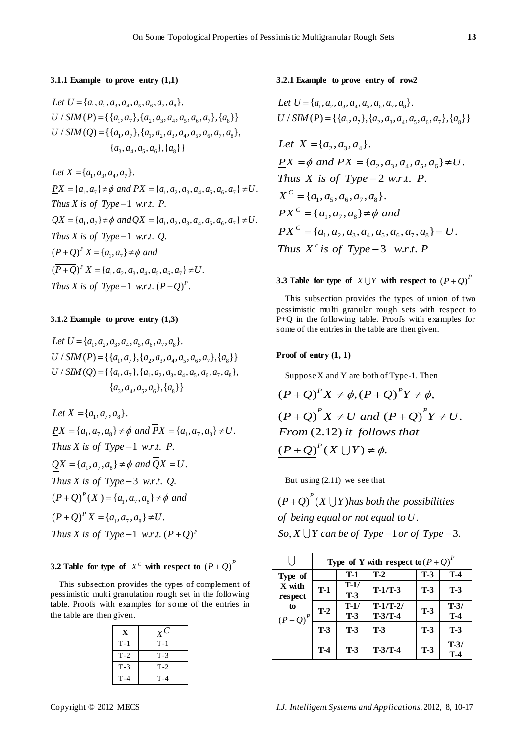### 3.1.1 Example to prove entry (1,1)

$Let\ U = \{a_1, a_2, a_3, a_4, a_5, a_6, a_7, a_8\}.$

$U / SIM(P) = \{\{a_1, a_7\}, \{a_2, a_3, a_4, a_5, a_6, a_7\}, \{a_8\}\}$

$U / SIM(Q) = \{\{a_1, a_7\}, \{a_1, a_2, a_3, a_4, a_5, a_6, a_7, a_8\}, \{a_3, a_4, a_5, a_6\}, \{a_8\}\}$

$Let\ X = \{a_1, a_3, a_4, a_7\}.$

$\underline{P}X = \{a_1, a_7\} \neq \phi\ and\ \overline{P}X = \{a_1, a_2, a_3, a_4, a_5, a_6, a_7\} \neq U.$

*Thus X is of Type*$-1$ *w.r.t. P.*

$\underline{Q}X = \{a_1, a_7\} \neq \phi\ and \overline{Q}X = \{a_1, a_2, a_3, a_4, a_5, a_6, a_7\} \neq U.$

*Thus X is of Type*$-1$ *w.r.t. Q.*

$\underline{(P+Q)}^P X = \{a_1, a_7\} \neq \phi$ *and*

$\overline{(P+Q)}^P X = \{a_1, a_2, a_3, a_4, a_5, a_6, a_7\} \neq U.$

*Thus X is of Type*$-1$ *w.r.t.* $(P+Q)^P$.

### 3.1.2 Example to prove entry (1,3)

$Let\ U = \{a_1, a_2, a_3, a_4, a_5, a_6, a_7, a_8\}.$

$U / SIM(P) = \{\{a_1, a_7\}, \{a_2, a_3, a_4, a_5, a_6, a_7\}, \{a_8\}\}$

$U / SIM(Q) = \{\{a_1, a_7\}, \{a_1, a_2, a_3, a_4, a_5, a_6, a_7, a_8\}, \{a_3, a_4, a_5, a_6\}, \{a_8\}\}$

$Let\ X = \{a_1, a_7, a_8\}.$

$\underline{P}X = \{a_1, a_7, a_8\} \neq \phi\ and\ \overline{P}X = \{a_1, a_7, a_8\} \neq U.$

*Thus X is of Type*$-1$ *w.r.t. P.*

$\underline{Q}X = \{a_1, a_7, a_8\} \neq \phi\ and\ \overline{Q}X = U.$

*Thus X is of Type*$-3$ *w.r.t. Q.*

$\underline{(P+Q)}^P(X) = \{a_1, a_7, a_8\} \neq \phi$ *and*

$\overline{(P+Q)}^P X = \{a_1, a_7, a_8\} \neq U.$

*Thus X is of Type*$-1$ *w.r.t.* $(P+Q)^p$

### 3.2 Table for type of $X^C$ with respect to $(P+Q)^P$

This subsection provides the types of complement of pessimistic multi granulation rough set in the following table. Proofs with examples for some of the entries in the table are then given.

| X | $X^C$ |
|---|---|
| T-1 | T-1 |
| T-2 | T-3 |
| T-3 | T-2 |
| T-4 | T-4 |

### 3.2.1 Example to prove entry of row2

$Let\ U = \{a_1, a_2, a_3, a_4, a_5, a_6, a_7, a_8\}.$

$U / SIM(P) = \{\{a_1, a_7\}, \{a_2, a_3, a_4, a_5, a_6, a_7\}, \{a_8\}\}$

$Let\ X = \{a_2, a_3, a_4\}.$

$\underline{P}X = \phi\ and\ \overline{P}X = \{a_2, a_3, a_4, a_5, a_6\} \neq U.$

*Thus X is of Type*$-2$ *w.r.t. P.*

$X^C = \{a_1, a_5, a_6, a_7, a_8\}.$

$\underline{P}X^C = \{a_1, a_7, a_8\} \neq \phi$ *and*

$\overline{P}X^C = \{a_1, a_2, a_3, a_4, a_5, a_6, a_7, a_8\} = U.$

*Thus* $X^c$ *is of Type*$-3$ *w.r.t. P*

### 3.3 Table for type of $X \cup Y$ with respect to $(P+Q)^P$

This subsection provides the types of union of two pessimistic multi granular rough sets with respect to P+Q in the following table. Proofs with examples for some of the entries in the table are then given.

**Proof of entry (1, 1)**

Suppose X and Y are both of Type-1. Then

$$\underline{(P+Q)}^P X \neq \phi, \underline{(P+Q)}^P Y \neq \phi,$$

$$\overline{(P+Q)}^P X \neq U \text{ and } \overline{(P+Q)}^P Y \neq U.$$

*From* (2.12) *it follows that*

$$\underline{(P+Q)}^P (X \cup Y) \neq \phi.$$

But using (2.11) we see that

$\overline{(P+Q)}^P (X \cup Y)$ *has both the possibilities of being equal or not equal to* $U$.

*So,* $X \cup Y$ *can be of Type*$-1$ *or of Type*$-3$.

| $\cup$ | Type of Y with respect to $(P+Q)^P$ | | | | |
|---|---|---|---|---|---|
| Type of X with respect to $(P+Q)^P$ | | T-1 | T-2 | T-3 | T-4 |
| | T-1 | T-1/ T-3 | T-1/T-3 | T-3 | T-3 |
| | T-2 | T-1/ T-3 | T-1/T-2/ T-3/T-4 | T-3 | T-3/ T-4 |
| | T-3 | T-3 | T-3 | T-3 | T-3 |
| | T-4 | T-3 | T-3/T-4 | T-3 | T-3/ T-4 |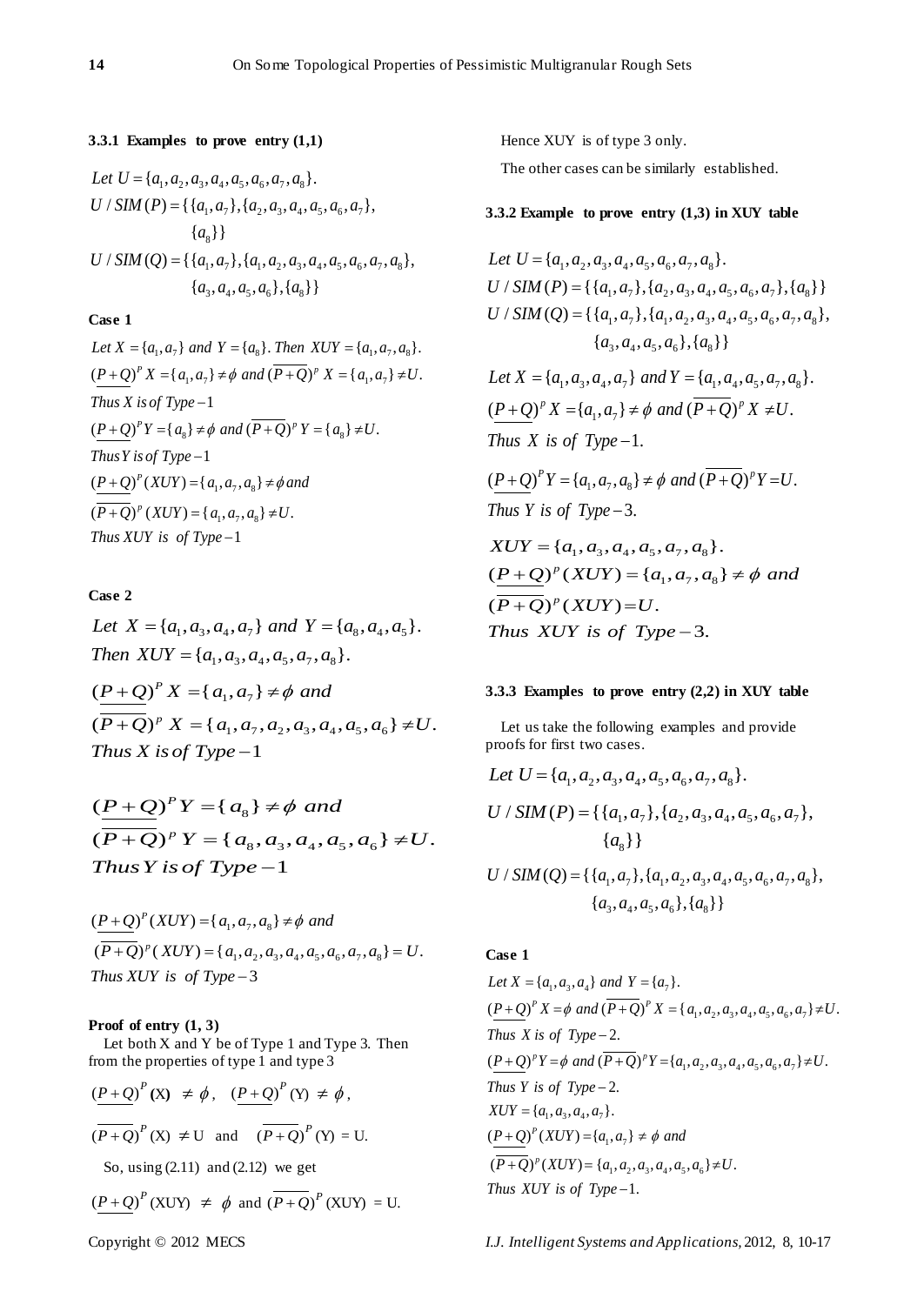### 3.3.1 Examples to prove entry (1,1)

$Let\ U = \{a_1, a_2, a_3, a_4, a_5, a_6, a_7, a_8\}.$

$$U / SIM(P) = \{\{a_1, a_7\}, \{a_2, a_3, a_4, a_5, a_6, a_7\}, \{a_8\}\}$$

$$U / SIM(Q) = \{\{a_1, a_7\}, \{a_1, a_2, a_3, a_4, a_5, a_6, a_7, a_8\}, \{a_3, a_4, a_5, a_6\}, \{a_8\}\}$$

**Case 1**

*Let* $X = \{a_1, a_7\}$ *and* $Y = \{a_8\}$. *Then* $XUY = \{a_1, a_7, a_8\}$.

$(\underline{P+Q})^P X = \{a_1, a_7\} \neq \phi$ *and* $(\overline{P+Q})^P X = \{a_1, a_7\} \neq U$.

*Thus X is of Type*$-1$

$(\underline{P+Q})^P Y = \{a_8\} \neq \phi$ *and* $(\overline{P+Q})^P Y = \{a_8\} \neq U$.

*Thus Y is of Type*$-1$

$(\underline{P+Q})^P (XUY) = \{a_1, a_7, a_8\} \neq \phi$ *and*

$(\overline{P+Q})^P (XUY) = \{a_1, a_7, a_8\} \neq U$.

*Thus XUY is of Type*$-1$

**Case 2**

*Let* $X = \{a_1, a_3, a_4, a_7\}$ *and* $Y = \{a_8, a_4, a_5\}$.

*Then* $XUY = \{a_1, a_3, a_4, a_5, a_7, a_8\}$.

$(\underline{P+Q})^P X = \{a_1, a_7\} \neq \phi$ *and*

$(\overline{P+Q})^P X = \{a_1, a_7, a_2, a_3, a_4, a_5, a_6\} \neq U$.

*Thus X is of Type*$-1$

$(\underline{P+Q})^P Y = \{a_8\} \neq \phi$ *and*

$(\overline{P+Q})^P Y = \{a_8, a_3, a_4, a_5, a_6\} \neq U$.

*Thus Y is of Type*$-1$

$(\underline{P+Q})^P (XUY) = \{a_1, a_7, a_8\} \neq \phi$ *and*

$(\overline{P+Q})^P (XUY) = \{a_1, a_2, a_3, a_4, a_5, a_6, a_7, a_8\} = U$.

*Thus XUY is of Type*$-3$

**Proof of entry (1, 3)**

Let both X and Y be of Type 1 and Type 3. Then from the properties of type 1 and type 3

$(\underline{P+Q})^P (X) \neq \phi$, $(\underline{P+Q})^P (Y) \neq \phi$,

$(\overline{P+Q})^P (X) \neq U$ and $(\overline{P+Q})^P (Y) = U$.

So, using (2.11) and (2.12) we get

$(\underline{P+Q})^P (XUY) \neq \phi$ and $(\overline{P+Q})^P (XUY) = U$.

Hence XUY is of type 3 only.

The other cases can be similarly established.

### 3.3.2 Example to prove entry (1,3) in XUY table

$Let\ U = \{a_1, a_2, a_3, a_4, a_5, a_6, a_7, a_8\}.$

$$U / SIM(P) = \{\{a_1, a_7\}, \{a_2, a_3, a_4, a_5, a_6, a_7\}, \{a_8\}\}$$

$$U / SIM(Q) = \{\{a_1, a_7\}, \{a_1, a_2, a_3, a_4, a_5, a_6, a_7, a_8\}, \{a_3, a_4, a_5, a_6\}, \{a_8\}\}$$

*Let* $X = \{a_1, a_3, a_4, a_7\}$ *and* $Y = \{a_1, a_4, a_5, a_7, a_8\}$.

$(\underline{P+Q})^P X = \{a_1, a_7\} \neq \phi$ *and* $(\overline{P+Q})^P X \neq U$.

*Thus X is of Type*$-1$.

$(\underline{P+Q})^P Y = \{a_1, a_7, a_8\} \neq \phi$ *and* $(\overline{P+Q})^P Y = U$.

*Thus Y is of Type*$-3$.

$XUY = \{a_1, a_3, a_4, a_5, a_7, a_8\}$.

$(\underline{P+Q})^P (XUY) = \{a_1, a_7, a_8\} \neq \phi$ *and*

$(\overline{P+Q})^P (XUY) = U$.

*Thus XUY is of Type*$-3$.

### 3.3.3 Examples to prove entry (2,2) in XUY table

Let us take the following examples and provide proofs for first two cases.

$Let\ U = \{a_1, a_2, a_3, a_4, a_5, a_6, a_7, a_8\}.$

$$U / SIM(P) = \{\{a_1, a_7\}, \{a_2, a_3, a_4, a_5, a_6, a_7\}, \{a_8\}\}$$

$$U / SIM(Q) = \{\{a_1, a_7\}, \{a_1, a_2, a_3, a_4, a_5, a_6, a_7, a_8\}, \{a_3, a_4, a_5, a_6\}, \{a_8\}\}$$

**Case 1**

*Let* $X = \{a_1, a_3, a_4\}$ *and* $Y = \{a_7\}$.

$(\underline{P+Q})^P X = \phi$ *and* $(\overline{P+Q})^P X = \{a_1, a_2, a_3, a_4, a_5, a_6, a_7\} \neq U$.

*Thus X is of Type*$-2$.

$(\underline{P+Q})^P Y = \phi$ *and* $(\overline{P+Q})^P Y = \{a_1, a_2, a_3, a_4, a_5, a_6, a_7\} \neq U$.

*Thus Y is of Type*$-2$.

$XUY = \{a_1, a_3, a_4, a_7\}$.

$(\underline{P+Q})^P (XUY) = \{a_1, a_7\} \neq \phi$ *and*

$(\overline{P+Q})^P (XUY) = \{a_1, a_2, a_3, a_4, a_5, a_6\} \neq U$.

*Thus XUY is of Type*$-1$.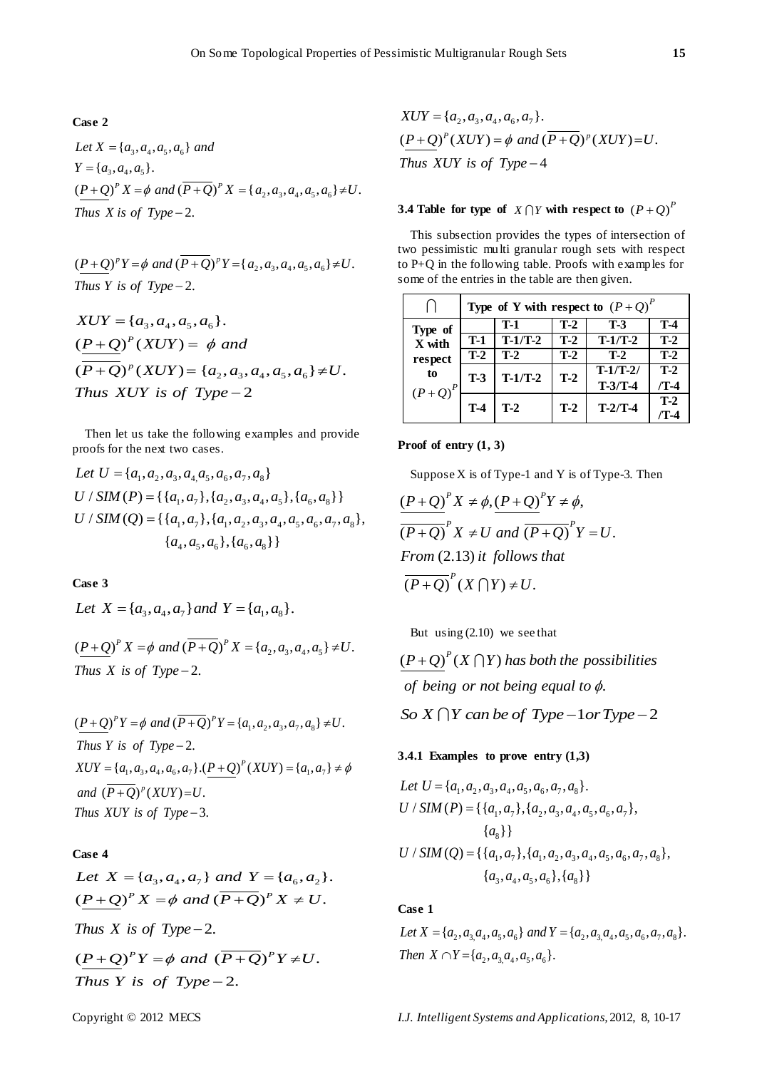**Case 2**

$Let\ X = \{a_3, a_4, a_5, a_6\}\ and$
$Y = \{a_3, a_4, a_5\}.$
$\underline{(P+Q)}^P X = \phi\ and\ \overline{(P+Q)}^P X = \{a_2, a_3, a_4, a_5, a_6\} \neq U.$
$Thus\ X\ is\ of\ Type-2.$

$\underline{(P+Q)}^P Y = \phi\ and\ \overline{(P+Q)}^P Y = \{a_2, a_3, a_4, a_5, a_6\} \neq U.$
$Thus\ Y\ is\ of\ Type-2.$

$XUY = \{a_3, a_4, a_5, a_6\}.$
$\underline{(P+Q)}^P (XUY) = \phi\ and$
$\overline{(P+Q)}^P (XUY) = \{a_2, a_3, a_4, a_5, a_6\} \neq U.$
$Thus\ XUY\ is\ of\ Type-2$

Then let us take the following examples and provide proofs for the next two cases.

$$Let\ U = \{a_1, a_2, a_3, a_4, a_5, a_6, a_7, a_8\}$$
$$U / SIM(P) = \{\{a_1, a_7\}, \{a_2, a_3, a_4, a_5\}, \{a_6, a_8\}\}$$
$$U / SIM(Q) = \{\{a_1, a_7\}, \{a_1, a_2, a_3, a_4, a_5, a_6, a_7, a_8\}, \{a_4, a_5, a_6\}, \{a_6, a_8\}\}$$

**Case 3**

$Let\ X = \{a_3, a_4, a_7\} and\ Y = \{a_1, a_8\}.$

$\underline{(P+Q)}^P X = \phi\ and\ \overline{(P+Q)}^P X = \{a_2, a_3, a_4, a_5\} \neq U.$
$Thus\ X\ is\ of\ Type-2.$

$\underline{(P+Q)}^P Y = \phi\ and\ \overline{(P+Q)}^P Y = \{a_1, a_2, a_3, a_7, a_8\} \neq U.$
$Thus\ Y\ is\ of\ Type-2.$
$XUY = \{a_1, a_3, a_4, a_6, a_7\}. \underline{(P+Q)}^P (XUY) = \{a_1, a_7\} \neq \phi$
$and\ \overline{(P+Q)}^P (XUY) = U.$
$Thus\ XUY\ is\ of\ Type-3.$

**Case 4**

$Let\ X = \{a_3, a_4, a_7\}\ and\ Y = \{a_6, a_2\}.$
$\underline{(P+Q)}^P X = \phi\ and\ \overline{(P+Q)}^P X \neq U.$
$Thus\ X\ is\ of\ Type-2.$
$\underline{(P+Q)}^P Y = \phi\ and\ \overline{(P+Q)}^P Y \neq U.$
$Thus\ Y\ is\ of\ Type-2.$

$XUY = \{a_2, a_3, a_4, a_6, a_7\}.$
$\underline{(P+Q)}^P (XUY) = \phi\ and\ \overline{(P+Q)}^P (XUY) = U.$
$Thus\ XUY\ is\ of\ Type-4$

**3.4 Table for type of $X \cap Y$ with respect to $(P+Q)^P$**

This subsection provides the types of intersection of two pessimistic multi granular rough sets with respect to P+Q in the following table. Proofs with examples for some of the entries in the table are then given.

| $\cap$ | | Type of Y with respect to $(P+Q)^P$ | | | |
|---|---|---|---|---|---|
| Type of X with respect to $(P+Q)^P$ | | T-1 | T-2 | T-3 | T-4 |
| | T-1 | T-1/T-2 | T-2 | T-1/T-2 | T-2 |
| | T-2 | T-2 | T-2 | T-2 | T-2 |
| | T-3 | T-1/T-2 | T-2 | T-1/T-2/ T-3/T-4 | T-2 /T-4 |
| | T-4 | T-2 | T-2 | T-2/T-4 | T-2 /T-4 |

**Proof of entry (1, 3)**

Suppose X is of Type-1 and Y is of Type-3. Then

$$\underline{(P+Q)}^P X \neq \phi, \underline{(P+Q)}^P Y \neq \phi,$$
$$\overline{(P+Q)}^P X \neq U\ and\ \overline{(P+Q)}^P Y = U.$$
$$From\ (2.13)\ it\ follows\ that$$
$$\overline{(P+Q)}^P (X \cap Y) \neq U.$$

But using (2.10) we see that

$$\underline{(P+Q)}^P (X \cap Y)\ has\ both\ the\ possibilities$$
$$of\ being\ or\ not\ being\ equal\ to\ \phi.$$
$$So\ X \cap Y\ can\ be\ of\ Type-1 or\ Type-2$$

**3.4.1 Examples to prove entry (1,3)**

$$Let\ U = \{a_1, a_2, a_3, a_4, a_5, a_6, a_7, a_8\}.$$
$$U / SIM(P) = \{\{a_1, a_7\}, \{a_2, a_3, a_4, a_5, a_6, a_7\}, \{a_8\}\}$$
$$U / SIM(Q) = \{\{a_1, a_7\}, \{a_1, a_2, a_3, a_4, a_5, a_6, a_7, a_8\}, \{a_3, a_4, a_5, a_6\}, \{a_8\}\}$$

**Case 1**

$Let\ X = \{a_2, a_3, a_4, a_5, a_6\}\ and\ Y = \{a_2, a_3, a_4, a_5, a_6, a_7, a_8\}.$
$Then\ X \cap Y = \{a_2, a_3, a_4, a_5, a_6\}.$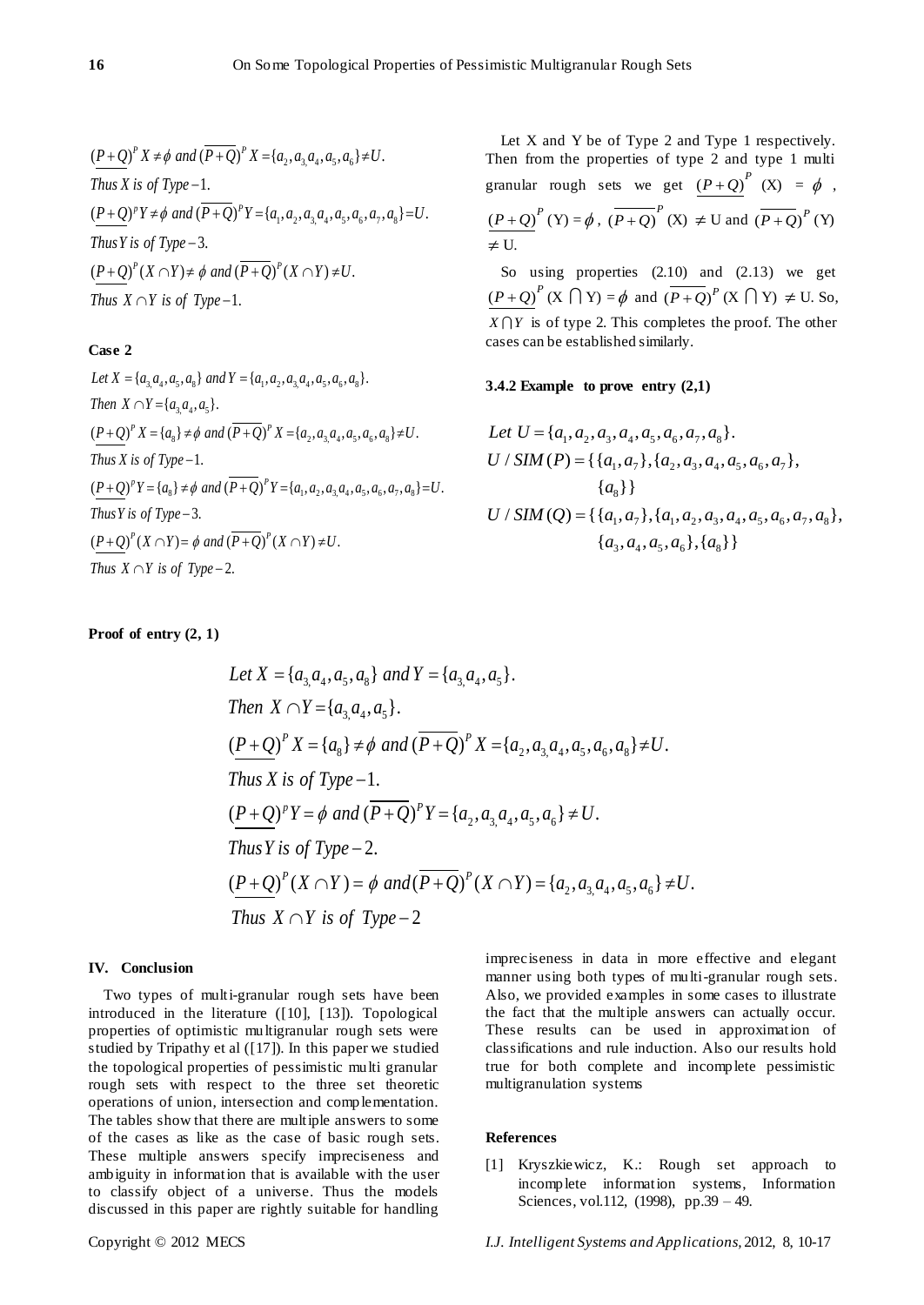$(\underline{P+Q})^P X \neq \phi$ and $(\overline{P+Q})^P X = \{a_2, a_3, a_4, a_5, a_6\} \neq U$.

*Thus X is of Type*$-1$.

$(\underline{P+Q})^P Y \neq \phi$ and $(\overline{P+Q})^P Y = \{a_1, a_2, a_3, a_4, a_5, a_6, a_7, a_8\} = U$.

*Thus Y is of Type*$-3$.

$(\underline{P+Q})^P (X \cap Y) \neq \phi$ and $(\overline{P+Q})^P (X \cap Y) \neq U$.

*Thus* $X \cap Y$ *is of Type*$-1$.

**Case 2**

*Let* $X = \{a_3, a_4, a_5, a_8\}$ *and* $Y = \{a_1, a_2, a_3, a_4, a_5, a_6, a_8\}$.

*Then* $X \cap Y = \{a_3, a_4, a_5\}$.

$(\underline{P+Q})^P X = \{a_8\} \neq \phi$ and $(\overline{P+Q})^P X = \{a_2, a_3, a_4, a_5, a_6, a_8\} \neq U$.

*Thus X is of Type*$-1$.

$(\underline{P+Q})^P Y = \{a_8\} \neq \phi$ and $(\overline{P+Q})^P Y = \{a_1, a_2, a_3, a_4, a_5, a_6, a_7, a_8\} = U$.

*Thus Y is of Type*$-3$.

$(\underline{P+Q})^P (X \cap Y) = \phi$ and $(\overline{P+Q})^P (X \cap Y) \neq U$.

*Thus* $X \cap Y$ *is of Type*$-2$.

Let X and Y be of Type 2 and Type 1 respectively. Then from the properties of type 2 and type 1 multi granular rough sets we get $(\underline{P+Q})^P$ (X) = $\phi$ , $(\underline{P+Q})^P$ (Y) = $\phi$ , $(\overline{P+Q})^P$ (X) $\neq$ U and $(\overline{P+Q})^P$ (Y) $\neq$ U.

So using properties (2.10) and (2.13) we get $(\underline{P+Q})^P$ (X $\cap$ Y) = $\phi$ and $(\overline{P+Q})^P$ (X $\cap$ Y) $\neq$ U. So, $X \cap Y$ is of type 2. This completes the proof. The other cases can be established similarly.

**3.4.2 Example to prove entry (2,1)**

$$
\begin{aligned}
&Let\ U = \{a_1, a_2, a_3, a_4, a_5, a_6, a_7, a_8\}.\\
&U / SIM(P) = \{\{a_1, a_7\}, \{a_2, a_3, a_4, a_5, a_6, a_7\}, \{a_8\}\}\\
&U / SIM(Q) = \{\{a_1, a_7\}, \{a_1, a_2, a_3, a_4, a_5, a_6, a_7, a_8\}, \{a_3, a_4, a_5, a_6\}, \{a_8\}\}
\end{aligned}
$$

**Proof of entry (2, 1)**

*Let* $X = \{a_3, a_4, a_5, a_8\}$ *and* $Y = \{a_3, a_4, a_5\}$.

*Then* $X \cap Y = \{a_3, a_4, a_5\}$.

$(\underline{P+Q})^P X = \{a_8\} \neq \phi$ and $(\overline{P+Q})^P X = \{a_2, a_3, a_4, a_5, a_6, a_8\} \neq U$.

*Thus X is of Type*$-1$.

$(\underline{P+Q})^P Y = \phi$ and $(\overline{P+Q})^P Y = \{a_2, a_3, a_4, a_5, a_6\} \neq U$.

*Thus Y is of Type*$-2$.

$(\underline{P+Q})^P (X \cap Y) = \phi$ and $(\overline{P+Q})^P (X \cap Y) = \{a_2, a_3, a_4, a_5, a_6\} \neq U$.

*Thus* $X \cap Y$ *is of Type*$-2$

## IV. Conclusion

Two types of multi-granular rough sets have been introduced in the literature ([10], [13]). Topological properties of optimistic multigranular rough sets were studied by Tripathy et al ([17]). In this paper we studied the topological properties of pessimistic multi granular rough sets with respect to the three set theoretic operations of union, intersection and complementation. The tables show that there are multiple answers to some of the cases as like as the case of basic rough sets. These multiple answers specify impreciseness and ambiguity in information that is available with the user to classify object of a universe. Thus the models discussed in this paper are rightly suitable for handling impreciseness in data in more effective and elegant manner using both types of multi-granular rough sets. Also, we provided examples in some cases to illustrate the fact that the multiple answers can actually occur. These results can be used in approximation of classifications and rule induction. Also our results hold true for both complete and incomplete pessimistic multigranulation systems

## References

[1] Kryszkiewicz, K.: Rough set approach to incomplete information systems, Information Sciences, vol.112, (1998), pp.39 – 49.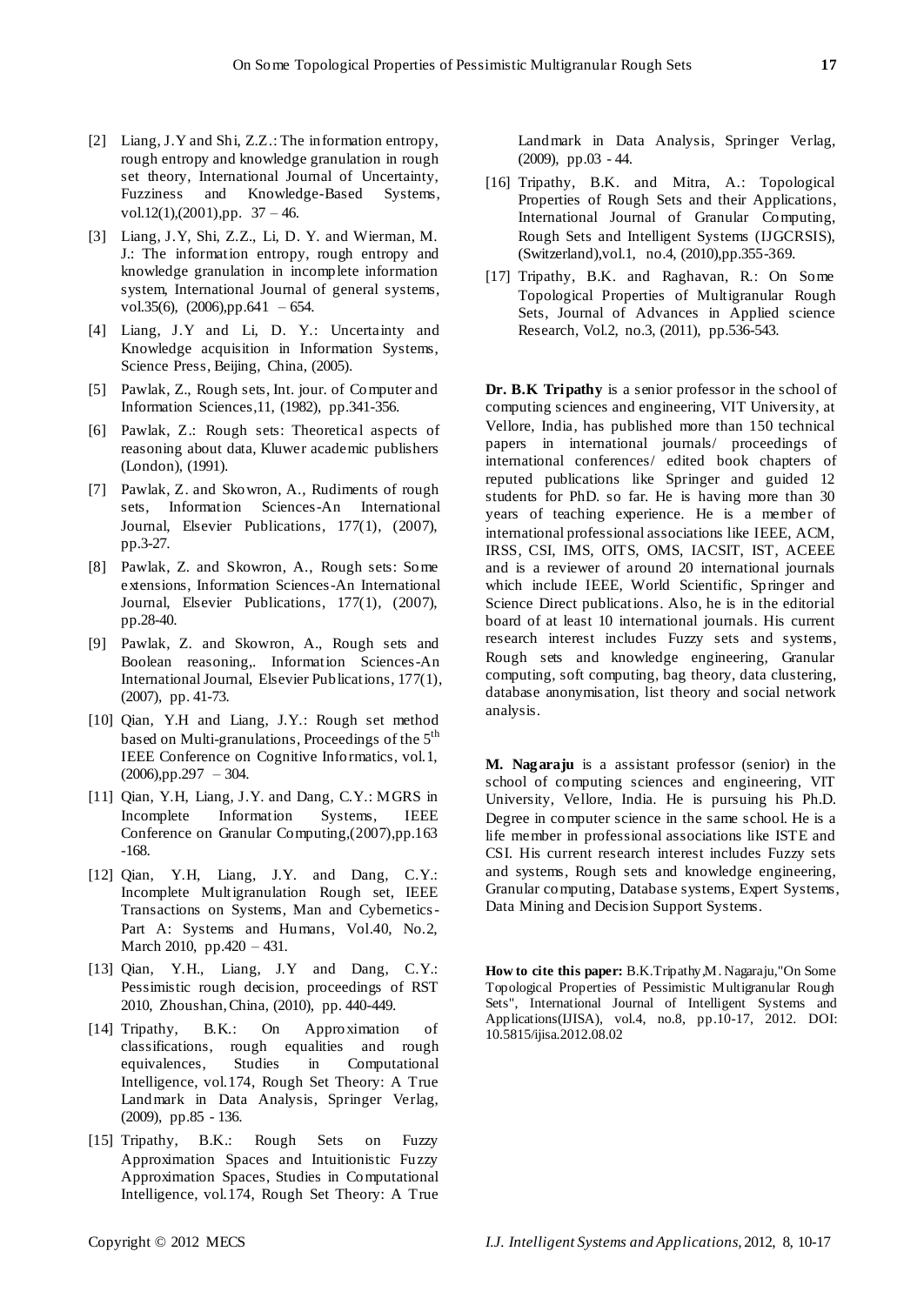[2] Liang, J.Y and Shi, Z.Z.: The information entropy, rough entropy and knowledge granulation in rough set theory, International Journal of Uncertainty, Fuzziness and Knowledge-Based Systems, vol.12(1),(2001),pp. 37 – 46.

[3] Liang, J.Y, Shi, Z.Z., Li, D. Y. and Wierman, M. J.: The information entropy, rough entropy and knowledge granulation in incomplete information system, International Journal of general systems, vol.35(6), (2006),pp.641 – 654.

[4] Liang, J.Y and Li, D. Y.: Uncertainty and Knowledge acquisition in Information Systems, Science Press, Beijing, China, (2005).

[5] Pawlak, Z., Rough sets, Int. jour. of Computer and Information Sciences,11, (1982), pp.341-356.

[6] Pawlak, Z.: Rough sets: Theoretical aspects of reasoning about data, Kluwer academic publishers (London), (1991).

[7] Pawlak, Z. and Skowron, A., Rudiments of rough sets, Information Sciences-An International Journal, Elsevier Publications, 177(1), (2007), pp.3-27.

[8] Pawlak, Z. and Skowron, A., Rough sets: Some extensions, Information Sciences-An International Journal, Elsevier Publications, 177(1), (2007), pp.28-40.

[9] Pawlak, Z. and Skowron, A., Rough sets and Boolean reasoning,. Information Sciences-An International Journal, Elsevier Publications, 177(1), (2007), pp. 41-73.

[10] Qian, Y.H and Liang, J.Y.: Rough set method based on Multi-granulations, Proceedings of the 5th IEEE Conference on Cognitive Informatics, vol.1, (2006),pp.297 – 304.

[11] Qian, Y.H, Liang, J.Y. and Dang, C.Y.: MGRS in Incomplete Information Systems, IEEE Conference on Granular Computing,(2007),pp.163 -168.

[12] Qian, Y.H, Liang, J.Y. and Dang, C.Y.: Incomplete Multigranulation Rough set, IEEE Transactions on Systems, Man and Cybernetics-Part A: Systems and Humans, Vol.40, No.2, March 2010, pp.420 – 431.

[13] Qian, Y.H., Liang, J.Y and Dang, C.Y.: Pessimistic rough decision, proceedings of RST 2010, Zhoushan, China, (2010), pp. 440-449.

[14] Tripathy, B.K.: On Approximation of classifications, rough equalities and rough equivalences, Studies in Computational Intelligence, vol.174, Rough Set Theory: A True Landmark in Data Analysis, Springer Verlag, (2009), pp.85 - 136.

[15] Tripathy, B.K.: Rough Sets on Fuzzy Approximation Spaces and Intuitionistic Fuzzy Approximation Spaces, Studies in Computational Intelligence, vol.174, Rough Set Theory: A True Landmark in Data Analysis, Springer Verlag, (2009), pp.03 - 44.

[16] Tripathy, B.K. and Mitra, A.: Topological Properties of Rough Sets and their Applications, International Journal of Granular Computing, Rough Sets and Intelligent Systems (IJGCRSIS), (Switzerland),vol.1, no.4, (2010),pp.355-369.

[17] Tripathy, B.K. and Raghavan, R.: On Some Topological Properties of Multigranular Rough Sets, Journal of Advances in Applied science Research, Vol.2, no.3, (2011), pp.536-543.

**Dr. B.K Tripathy** is a senior professor in the school of computing sciences and engineering, VIT University, at Vellore, India, has published more than 150 technical papers in international journals/ proceedings of international conferences/ edited book chapters of reputed publications like Springer and guided 12 students for PhD. so far. He is having more than 30 years of teaching experience. He is a member of international professional associations like IEEE, ACM, IRSS, CSI, IMS, OITS, OMS, IACSIT, IST, ACEEE and is a reviewer of around 20 international journals which include IEEE, World Scientific, Springer and Science Direct publications. Also, he is in the editorial board of at least 10 international journals. His current research interest includes Fuzzy sets and systems, Rough sets and knowledge engineering, Granular computing, soft computing, bag theory, data clustering, database anonymisation, list theory and social network analysis.

**M. Nagaraju** is a assistant professor (senior) in the school of computing sciences and engineering, VIT University, Vellore, India. He is pursuing his Ph.D. Degree in computer science in the same school. He is a life member in professional associations like ISTE and CSI. His current research interest includes Fuzzy sets and systems, Rough sets and knowledge engineering, Granular computing, Database systems, Expert Systems, Data Mining and Decision Support Systems.

**How to cite this paper:** B.K.Tripathy,M. Nagaraju,"On Some Topological Properties of Pessimistic Multigranular Rough Sets", International Journal of Intelligent Systems and Applications(IJISA), vol.4, no.8, pp.10-17, 2012. DOI: 10.5815/ijisa.2012.08.02